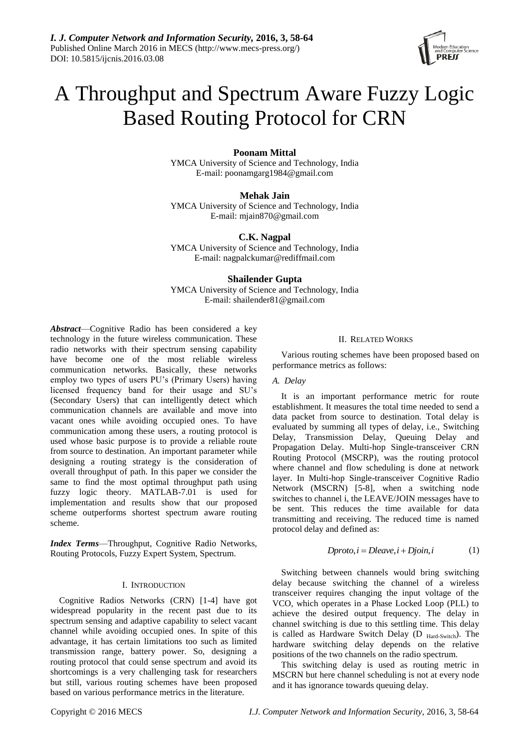# A Throughput and Spectrum Aware Fuzzy Logic Based Routing Protocol for CRN

**Poonam Mittal**
YMCA University of Science and Technology, India
E-mail: poonamgarg1984@gmail.com

**Mehak Jain**
YMCA University of Science and Technology, India
E-mail: mjain870@gmail.com

**C.K. Nagpal**
YMCA University of Science and Technology, India
E-mail: nagpalckumar@rediffmail.com

**Shailender Gupta**
YMCA University of Science and Technology, India
E-mail: shailender81@gmail.com

***Abstract***—Cognitive Radio has been considered a key technology in the future wireless communication. These radio networks with their spectrum sensing capability have become one of the most reliable wireless communication networks. Basically, these networks employ two types of users PU's (Primary Users) having licensed frequency band for their usage and SU's (Secondary Users) that can intelligently detect which communication channels are available and move into vacant ones while avoiding occupied ones. To have communication among these users, a routing protocol is used whose basic purpose is to provide a reliable route from source to destination. An important parameter while designing a routing strategy is the consideration of overall throughput of path. In this paper we consider the same to find the most optimal throughput path using fuzzy logic theory. MATLAB-7.01 is used for implementation and results show that our proposed scheme outperforms shortest spectrum aware routing scheme.

***Index Terms***—Throughput, Cognitive Radio Networks, Routing Protocols, Fuzzy Expert System, Spectrum.

## I. INTRODUCTION

Cognitive Radios Networks (CRN) [1-4] have got widespread popularity in the recent past due to its spectrum sensing and adaptive capability to select vacant channel while avoiding occupied ones. In spite of this advantage, it has certain limitations too such as limited transmission range, battery power. So, designing a routing protocol that could sense spectrum and avoid its shortcomings is a very challenging task for researchers but still, various routing schemes have been proposed based on various performance metrics in the literature.

## II. RELATED WORKS

Various routing schemes have been proposed based on performance metrics as follows:

### *A. Delay*

It is an important performance metric for route establishment. It measures the total time needed to send a data packet from source to destination. Total delay is evaluated by summing all types of delay, i.e., Switching Delay, Transmission Delay, Queuing Delay and Propagation Delay. Multi-hop Single-transceiver CRN Routing Protocol (MSCRP), was the routing protocol where channel and flow scheduling is done at network layer. In Multi-hop Single-transceiver Cognitive Radio Network (MSCRN) [5-8], when a switching node switches to channel i, the LEAVE/JOIN messages have to be sent. This reduces the time available for data transmitting and receiving. The reduced time is named protocol delay and defined as:

$$Dproto, i = Dleave, i + Djoin, i \tag{1}$$

Switching between channels would bring switching delay because switching the channel of a wireless transceiver requires changing the input voltage of the VCO, which operates in a Phase Locked Loop (PLL) to achieve the desired output frequency. The delay in channel switching is due to this settling time. This delay is called as Hardware Switch Delay ($D_{\text{Hard-Switch}}$). The hardware switching delay depends on the relative positions of the two channels on the radio spectrum.

This switching delay is used as routing metric in MSCRN but here channel scheduling is not at every node and it has ignorance towards queuing delay.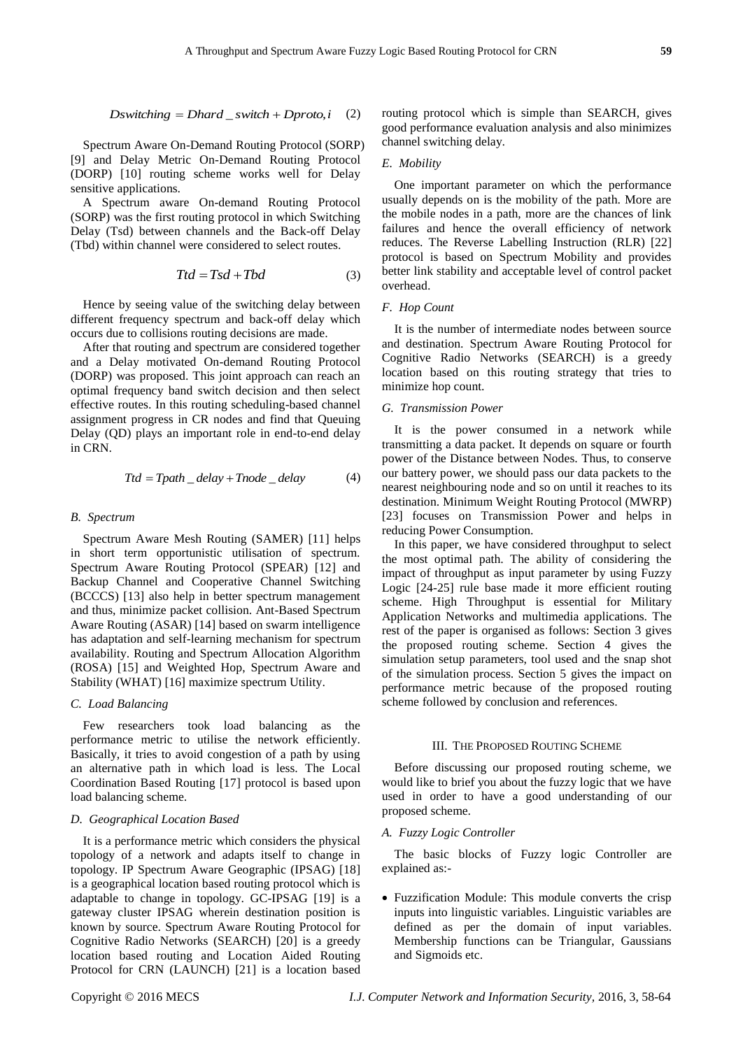$$Dswitching = Dhard\_switch + Dproto,i \quad (2)$$

Spectrum Aware On-Demand Routing Protocol (SORP) [9] and Delay Metric On-Demand Routing Protocol (DORP) [10] routing scheme works well for Delay sensitive applications.

A Spectrum aware On-demand Routing Protocol (SORP) was the first routing protocol in which Switching Delay (Tsd) between channels and the Back-off Delay (Tbd) within channel were considered to select routes.

$$Ttd = Tsd + Tbd \quad (3)$$

Hence by seeing value of the switching delay between different frequency spectrum and back-off delay which occurs due to collisions routing decisions are made.

After that routing and spectrum are considered together and a Delay motivated On-demand Routing Protocol (DORP) was proposed. This joint approach can reach an optimal frequency band switch decision and then select effective routes. In this routing scheduling-based channel assignment progress in CR nodes and find that Queuing Delay (QD) plays an important role in end-to-end delay in CRN.

$$Ttd = Tpath\_delay + Tnode\_delay \quad (4)$$

### B. Spectrum

Spectrum Aware Mesh Routing (SAMER) [11] helps in short term opportunistic utilisation of spectrum. Spectrum Aware Routing Protocol (SPEAR) [12] and Backup Channel and Cooperative Channel Switching (BCCCS) [13] also help in better spectrum management and thus, minimize packet collision. Ant-Based Spectrum Aware Routing (ASAR) [14] based on swarm intelligence has adaptation and self-learning mechanism for spectrum availability. Routing and Spectrum Allocation Algorithm (ROSA) [15] and Weighted Hop, Spectrum Aware and Stability (WHAT) [16] maximize spectrum Utility.

### C. Load Balancing

Few researchers took load balancing as the performance metric to utilise the network efficiently. Basically, it tries to avoid congestion of a path by using an alternative path in which load is less. The Local Coordination Based Routing [17] protocol is based upon load balancing scheme.

### D. Geographical Location Based

It is a performance metric which considers the physical topology of a network and adapts itself to change in topology. IP Spectrum Aware Geographic (IPSAG) [18] is a geographical location based routing protocol which is adaptable to change in topology. GC-IPSAG [19] is a gateway cluster IPSAG wherein destination position is known by source. Spectrum Aware Routing Protocol for Cognitive Radio Networks (SEARCH) [20] is a greedy location based routing and Location Aided Routing Protocol for CRN (LAUNCH) [21] is a location based routing protocol which is simple than SEARCH, gives good performance evaluation analysis and also minimizes channel switching delay.

### E. Mobility

One important parameter on which the performance usually depends on is the mobility of the path. More are the mobile nodes in a path, more are the chances of link failures and hence the overall efficiency of network reduces. The Reverse Labelling Instruction (RLR) [22] protocol is based on Spectrum Mobility and provides better link stability and acceptable level of control packet overhead.

### F. Hop Count

It is the number of intermediate nodes between source and destination. Spectrum Aware Routing Protocol for Cognitive Radio Networks (SEARCH) is a greedy location based on this routing strategy that tries to minimize hop count.

### G. Transmission Power

It is the power consumed in a network while transmitting a data packet. It depends on square or fourth power of the Distance between Nodes. Thus, to conserve our battery power, we should pass our data packets to the nearest neighbouring node and so on until it reaches to its destination. Minimum Weight Routing Protocol (MWRP) [23] focuses on Transmission Power and helps in reducing Power Consumption.

In this paper, we have considered throughput to select the most optimal path. The ability of considering the impact of throughput as input parameter by using Fuzzy Logic [24-25] rule base made it more efficient routing scheme. High Throughput is essential for Military Application Networks and multimedia applications. The rest of the paper is organised as follows: Section 3 gives the proposed routing scheme. Section 4 gives the simulation setup parameters, tool used and the snap shot of the simulation process. Section 5 gives the impact on performance metric because of the proposed routing scheme followed by conclusion and references.

## III. The Proposed Routing Scheme

Before discussing our proposed routing scheme, we would like to brief you about the fuzzy logic that we have used in order to have a good understanding of our proposed scheme.

### A. Fuzzy Logic Controller

The basic blocks of Fuzzy logic Controller are explained as:-

- Fuzzification Module: This module converts the crisp inputs into linguistic variables. Linguistic variables are defined as per the domain of input variables. Membership functions can be Triangular, Gaussians and Sigmoids etc.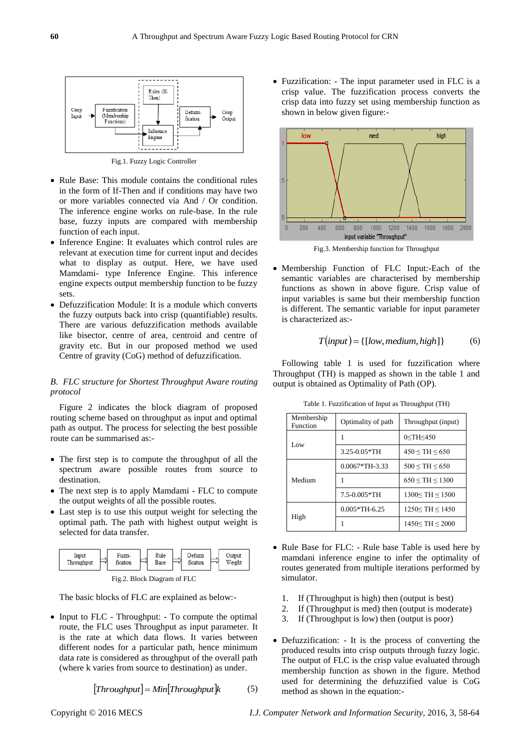Fig.1. Fuzzy Logic Controller

- Rule Base: This module contains the conditional rules in the form of If-Then and if conditions may have two or more variables connected via And / Or condition. The inference engine works on rule-base. In the rule base, fuzzy inputs are compared with membership function of each input.
- Inference Engine: It evaluates which control rules are relevant at execution time for current input and decides what to display as output. Here, we have used Mamdani- type Inference Engine. This inference engine expects output membership function to be fuzzy sets.
- Defuzzification Module: It is a module which converts the fuzzy outputs back into crisp (quantifiable) results. There are various defuzzification methods available like bisector, centre of area, centroid and centre of gravity etc. But in our proposed method we used Centre of gravity (CoG) method of defuzzification.

*B. FLC structure for Shortest Throughput Aware routing protocol*

Figure 2 indicates the block diagram of proposed routing scheme based on throughput as input and optimal path as output. The process for selecting the best possible route can be summarised as:-

- The first step is to compute the throughput of all the spectrum aware possible routes from source to destination.
- The next step is to apply Mamdami - FLC to compute the output weights of all the possible routes.
- Last step is to use this output weight for selecting the optimal path. The path with highest output weight is selected for data transfer.

Fig.2. Block Diagram of FLC

The basic blocks of FLC are explained as below:-

- Input to FLC - Throughput: - To compute the optimal route, the FLC uses Throughput as input parameter. It is the rate at which data flows. It varies between different nodes for a particular path, hence minimum data rate is considered as throughput of the overall path (where k varies from source to destination) as under.

$$[Throughput] = Min[Throughput]k \qquad (5)$$

- Fuzzification: - The input parameter used in FLC is a crisp value. The fuzzification process converts the crisp data into fuzzy set using membership function as shown in below given figure:-

Fig.3. Membership function for Throughput

- Membership Function of FLC Input:-Each of the semantic variables are characterised by membership functions as shown in above figure. Crisp value of input variables is same but their membership function is different. The semantic variable for input parameter is characterized as:-

$$T(input) = \{[low, medium, high]\} \qquad (6)$$

Following table 1 is used for fuzzification where Throughput (TH) is mapped as shown in the table 1 and output is obtained as Optimality of Path (OP).

Table 1. Fuzzification of Input as Throughput (TH)

| Membership Function | Optimality of path | Throughput (input) |
|---|---|---|
| Low | 1 | $0 \le TH \le 450$ |
| | 3.25-0.05*TH | $450 \le TH \le 650$ |
| Medium | 0.0067*TH-3.33 | $500 \le TH \le 650$ |
| | 1 | $650 \le TH \le 1300$ |
| | 7.5-0.005*TH | $1300 \le TH \le 1500$ |
| High | 0.005*TH-6.25 | $1250 \le TH \le 1450$ |
| | 1 | $1450 \le TH \le 2000$ |

- Rule Base for FLC: - Rule base Table is used here by mamdani inference engine to infer the optimality of routes generated from multiple iterations performed by simulator.

1. If (Throughput is high) then (output is best)
2. If (Throughput is med) then (output is moderate)
3. If (Throughput is low) then (output is poor)

- Defuzzification: - It is the process of converting the produced results into crisp outputs through fuzzy logic. The output of FLC is the crisp value evaluated through membership function as shown in the figure. Method used for determining the defuzzified value is CoG method as shown in the equation:-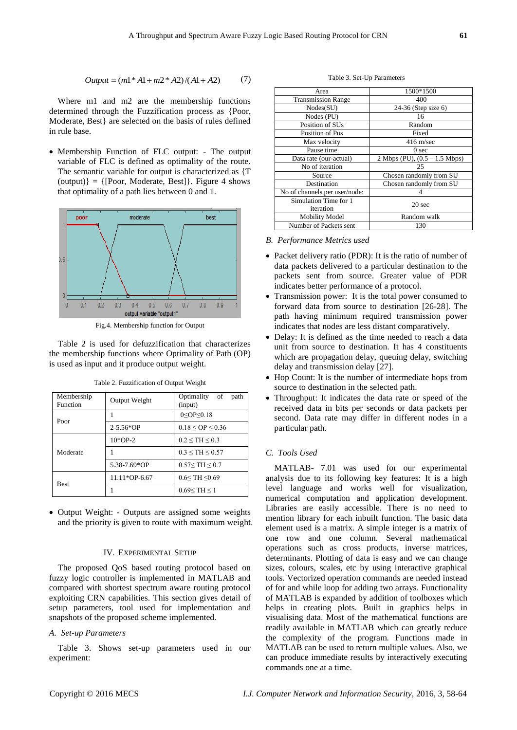$$Output = (m1 * A1 + m2 * A2)/(A1 + A2) \quad (7)$$

Where m1 and m2 are the membership functions determined through the Fuzzification process as {Poor, Moderate, Best} are selected on the basis of rules defined in rule base.

- Membership Function of FLC output: - The output variable of FLC is defined as optimality of the route. The semantic variable for output is characterized as {T (output)} = {[Poor, Moderate, Best]}. Figure 4 shows that optimality of a path lies between 0 and 1.

Fig.4. Membership function for Output

Table 2 is used for defuzzification that characterizes the membership functions where Optimality of Path (OP) is used as input and it produce output weight.

Table 2. Fuzzification of Output Weight

| Membership Function | Output Weight | Optimality of path (input) |
|---|---|---|
| Poor | 1 | 0≤OP≤0.18 |
| | 2-5.56*OP | 0.18 ≤ OP ≤ 0.36 |
| Moderate | 10*OP-2 | 0.2 ≤ TH ≤ 0.3 |
| | 1 | 0.3 ≤ TH ≤ 0.57 |
| | 5.38-7.69*OP | 0.57≤ TH ≤ 0.7 |
| Best | 11.11*OP-6.67 | 0.6≤ TH ≤0.69 |
| | 1 | 0.69≤ TH ≤ 1 |

- Output Weight: - Outputs are assigned some weights and the priority is given to route with maximum weight.

## IV. Experimental Setup

The proposed QoS based routing protocol based on fuzzy logic controller is implemented in MATLAB and compared with shortest spectrum aware routing protocol exploiting CRN capabilities. This section gives detail of setup parameters, tool used for implementation and snapshots of the proposed scheme implemented.

### *A. Set-up Parameters*

Table 3. Shows set-up parameters used in our experiment:

Table 3. Set-Up Parameters

| Area | 1500*1500 |
|---|---|
| Transmission Range | 400 |
| Nodes(SU) | 24-36 (Step size 6) |
| Nodes (PU) | 16 |
| Position of SUs | Random |
| Position of Pus | Fixed |
| Max velocity | 416 m/sec |
| Pause time | 0 sec |
| Data rate (our-actual) | 2 Mbps (PU), (0.5 – 1.5 Mbps) |
| No of iteration | 25 |
| Source | Chosen randomly from SU |
| Destination | Chosen randomly from SU |
| No of channels per user/node: | 4 |
| Simulation Time for 1 iteration | 20 sec |
| Mobility Model | Random walk |
| Number of Packets sent | 130 |

### *B. Performance Metrics used*

- Packet delivery ratio (PDR): It is the ratio of number of data packets delivered to a particular destination to the packets sent from source. Greater value of PDR indicates better performance of a protocol.
- Transmission power: It is the total power consumed to forward data from source to destination [26-28]. The path having minimum required transmission power indicates that nodes are less distant comparatively.
- Delay: It is defined as the time needed to reach a data unit from source to destination. It has 4 constituents which are propagation delay, queuing delay, switching delay and transmission delay [27].
- Hop Count: It is the number of intermediate hops from source to destination in the selected path.
- Throughput: It indicates the data rate or speed of the received data in bits per seconds or data packets per second. Data rate may differ in different nodes in a particular path.

### *C. Tools Used*

MATLAB- 7.01 was used for our experimental analysis due to its following key features: It is a high level language and works well for visualization, numerical computation and application development. Libraries are easily accessible. There is no need to mention library for each inbuilt function. The basic data element used is a matrix. A simple integer is a matrix of one row and one column. Several mathematical operations such as cross products, inverse matrices, determinants. Plotting of data is easy and we can change sizes, colours, scales, etc by using interactive graphical tools. Vectorized operation commands are needed instead of for and while loop for adding two arrays. Functionality of MATLAB is expanded by addition of toolboxes which helps in creating plots. Built in graphics helps in visualising data. Most of the mathematical functions are readily available in MATLAB which can greatly reduce the complexity of the program. Functions made in MATLAB can be used to return multiple values. Also, we can produce immediate results by interactively executing commands one at a time.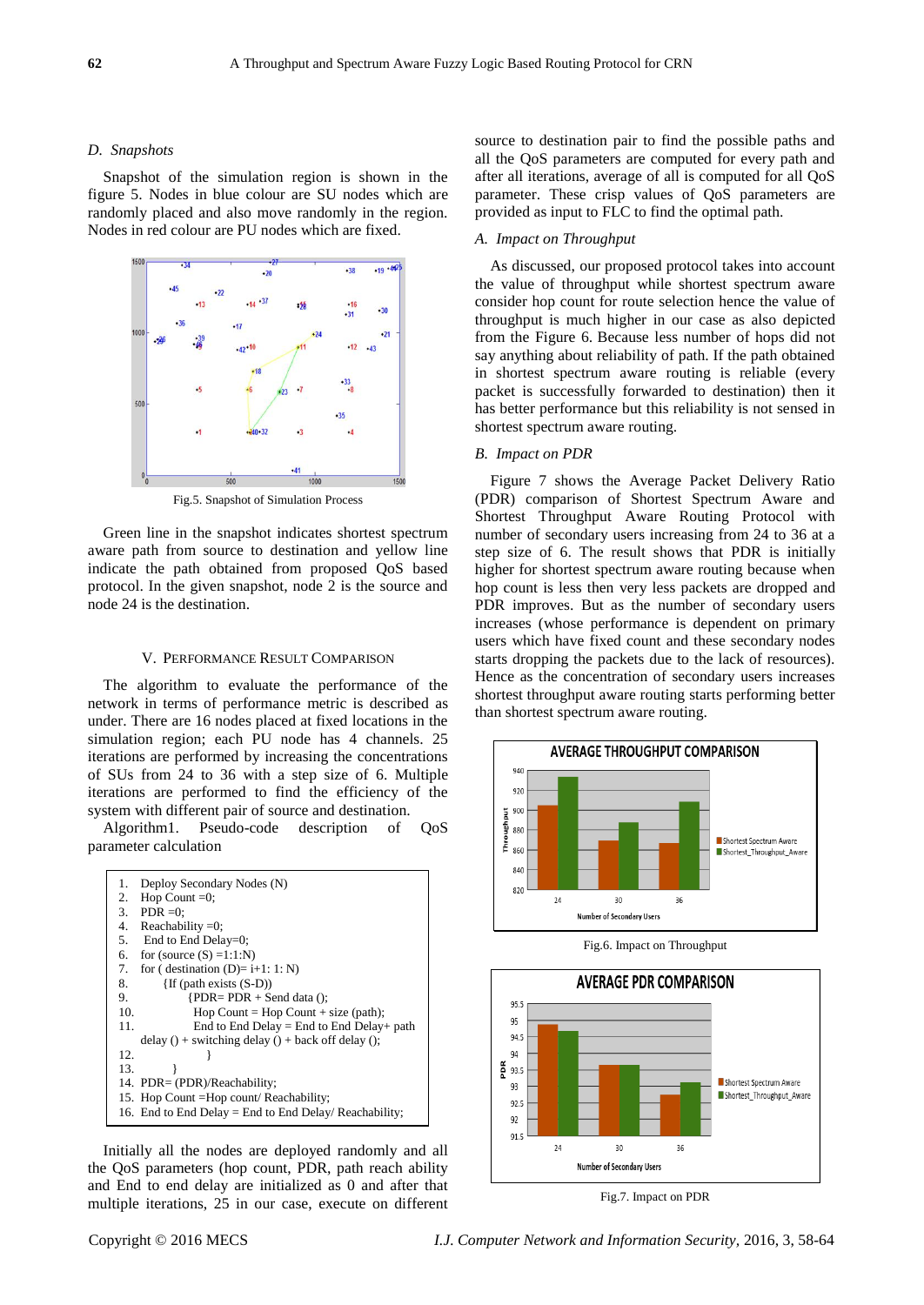### D. Snapshots

Snapshot of the simulation region is shown in the figure 5. Nodes in blue colour are SU nodes which are randomly placed and also move randomly in the region. Nodes in red colour are PU nodes which are fixed.

Fig.5. Snapshot of Simulation Process

Green line in the snapshot indicates shortest spectrum aware path from source to destination and yellow line indicate the path obtained from proposed QoS based protocol. In the given snapshot, node 2 is the source and node 24 is the destination.

## V. Performance Result Comparison

The algorithm to evaluate the performance of the network in terms of performance metric is described as under. There are 16 nodes placed at fixed locations in the simulation region; each PU node has 4 channels. 25 iterations are performed by increasing the concentrations of SUs from 24 to 36 with a step size of 6. Multiple iterations are performed to find the efficiency of the system with different pair of source and destination.

Algorithm1. Pseudo-code description of QoS parameter calculation

```
1.  Deploy Secondary Nodes (N)
2.  Hop Count =0;
3.  PDR =0;
4.  Reachability =0;
5.  End to End Delay=0;
6.  for (source (S) =1:1:N)
7.  for ( destination (D)= i+1: 1: N)
8.       {If (path exists (S-D))
9.            {PDR= PDR + Send data ();
10.             Hop Count = Hop Count + size (path);
11.             End to End Delay = End to End Delay+ path
    delay () + switching delay () + back off delay ();
12.               }
13.        }
14. PDR= (PDR)/Reachability;
15. Hop Count =Hop count/ Reachability;
16. End to End Delay = End to End Delay/ Reachability;
```

Initially all the nodes are deployed randomly and all the QoS parameters (hop count, PDR, path reach ability and End to end delay are initialized as 0 and after that multiple iterations, 25 in our case, execute on different source to destination pair to find the possible paths and all the QoS parameters are computed for every path and after all iterations, average of all is computed for all QoS parameter. These crisp values of QoS parameters are provided as input to FLC to find the optimal path.

### A. Impact on Throughput

As discussed, our proposed protocol takes into account the value of throughput while shortest spectrum aware consider hop count for route selection hence the value of throughput is much higher in our case as also depicted from the Figure 6. Because less number of hops did not say anything about reliability of path. If the path obtained in shortest spectrum aware routing is reliable (every packet is successfully forwarded to destination) then it has better performance but this reliability is not sensed in shortest spectrum aware routing.

### B. Impact on PDR

Figure 7 shows the Average Packet Delivery Ratio (PDR) comparison of Shortest Spectrum Aware and Shortest Throughput Aware Routing Protocol with number of secondary users increasing from 24 to 36 at a step size of 6. The result shows that PDR is initially higher for shortest spectrum aware routing because when hop count is less then very less packets are dropped and PDR improves. But as the number of secondary users increases (whose performance is dependent on primary users which have fixed count and these secondary nodes starts dropping the packets due to the lack of resources). Hence as the concentration of secondary users increases shortest throughput aware routing starts performing better than shortest spectrum aware routing.

Fig.6. Impact on Throughput

Fig.7. Impact on PDR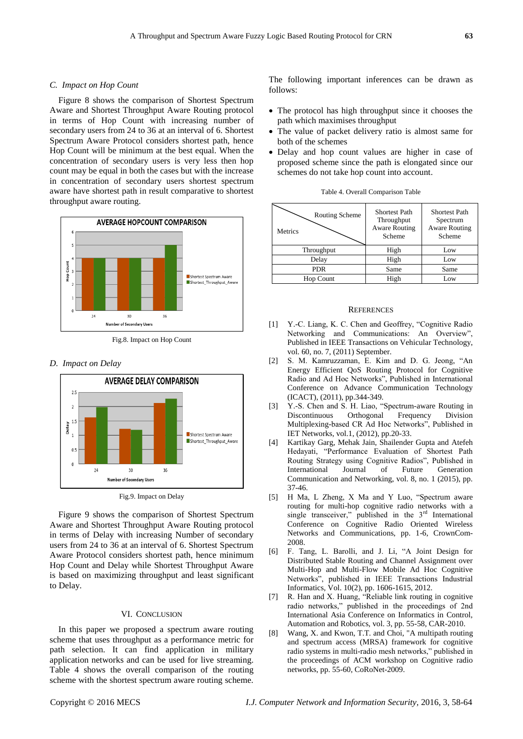### C. Impact on Hop Count

Figure 8 shows the comparison of Shortest Spectrum Aware and Shortest Throughput Aware Routing protocol in terms of Hop Count with increasing number of secondary users from 24 to 36 at an interval of 6. Shortest Spectrum Aware Protocol considers shortest path, hence Hop Count will be minimum at the best equal. When the concentration of secondary users is very less then hop count may be equal in both the cases but with the increase in concentration of secondary users shortest spectrum aware have shortest path in result comparative to shortest throughput aware routing.

Fig.8. Impact on Hop Count

### D. Impact on Delay

Fig.9. Impact on Delay

Figure 9 shows the comparison of Shortest Spectrum Aware and Shortest Throughput Aware Routing protocol in terms of Delay with increasing Number of secondary users from 24 to 36 at an interval of 6. Shortest Spectrum Aware Protocol considers shortest path, hence minimum Hop Count and Delay while Shortest Throughput Aware is based on maximizing throughput and least significant to Delay.

## VI. CONCLUSION

In this paper we proposed a spectrum aware routing scheme that uses throughput as a performance metric for path selection. It can find application in military application networks and can be used for live streaming. Table 4 shows the overall comparison of the routing scheme with the shortest spectrum aware routing scheme.

The following important inferences can be drawn as follows:

- The protocol has high throughput since it chooses the path which maximises throughput
- The value of packet delivery ratio is almost same for both of the schemes
- Delay and hop count values are higher in case of proposed scheme since the path is elongated since our schemes do not take hop count into account.

Table 4. Overall Comparison Table

| Metrics \ Routing Scheme | Shortest Path Throughput Aware Routing Scheme | Shortest Path Spectrum Aware Routing Scheme |
|---|---|---|
| Throughput | High | Low |
| Delay | High | Low |
| PDR | Same | Same |
| Hop Count | High | Low |

## REFERENCES

[1] Y.-C. Liang, K. C. Chen and Geoffrey, "Cognitive Radio Networking and Communications: An Overview", Published in IEEE Transactions on Vehicular Technology, vol. 60, no. 7, (2011) September.

[2] S. M. Kamruzzaman, E. Kim and D. G. Jeong, "An Energy Efficient QoS Routing Protocol for Cognitive Radio and Ad Hoc Networks", Published in International Conference on Advance Communication Technology (ICACT), (2011), pp.344-349.

[3] Y.-S. Chen and S. H. Liao, "Spectrum-aware Routing in Discontinuous Orthogonal Frequency Division Multiplexing-based CR Ad Hoc Networks", Published in IET Networks, vol.1, (2012), pp.20-33.

[4] Kartikay Garg, Mehak Jain, Shailender Gupta and Atefeh Hedayati, "Performance Evaluation of Shortest Path Routing Strategy using Cognitive Radios", Published in International Journal of Future Generation Communication and Networking, vol. 8, no. 1 (2015), pp. 37-46.

[5] H Ma, L Zheng, X Ma and Y Luo, "Spectrum aware routing for multi-hop cognitive radio networks with a single transceiver," published in the 3rd International Conference on Cognitive Radio Oriented Wireless Networks and Communications, pp. 1-6, CrownCom-2008.

[6] F. Tang, L. Barolli, and J. Li, "A Joint Design for Distributed Stable Routing and Channel Assignment over Multi-Hop and Multi-Flow Mobile Ad Hoc Cognitive Networks", published in IEEE Transactions Industrial Informatics, Vol. 10(2), pp. 1606-1615, 2012.

[7] R. Han and X. Huang, "Reliable link routing in cognitive radio networks," published in the proceedings of 2nd International Asia Conference on Informatics in Control, Automation and Robotics, vol. 3, pp. 55-58, CAR-2010.

[8] Wang, X. and Kwon, T.T. and Choi, "A multipath routing and spectrum access (MRSA) framework for cognitive radio systems in multi-radio mesh networks," published in the proceedings of ACM workshop on Cognitive radio networks, pp. 55-60, CoRoNet-2009.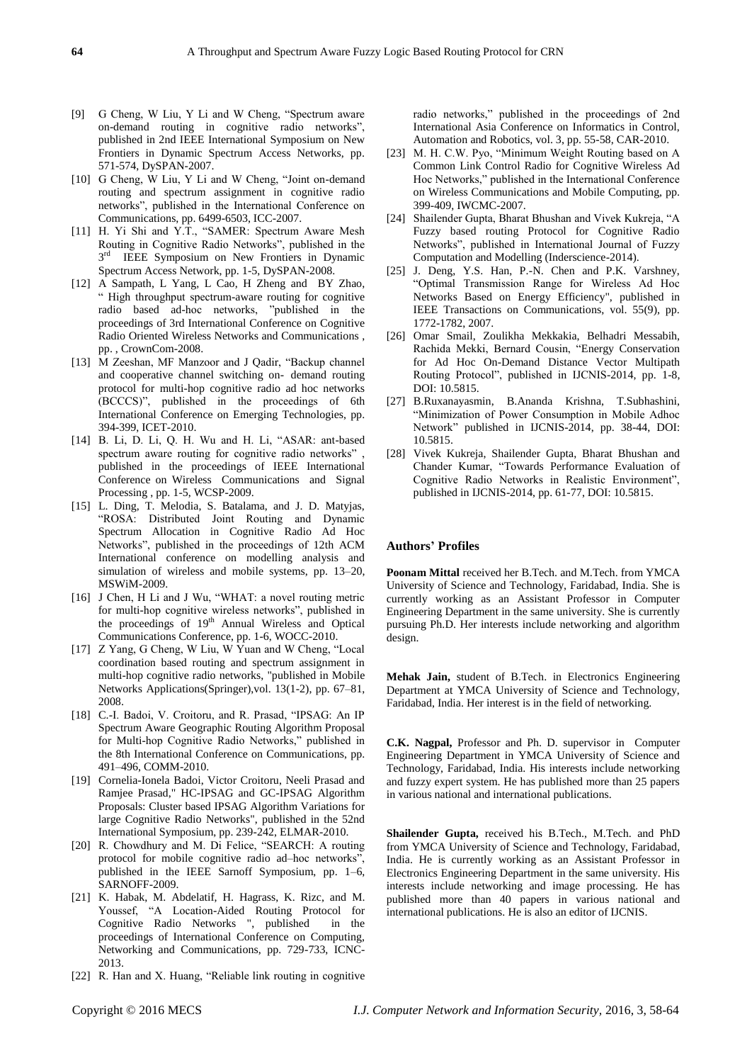[9] G Cheng, W Liu, Y Li and W Cheng, "Spectrum aware on-demand routing in cognitive radio networks", published in 2nd IEEE International Symposium on New Frontiers in Dynamic Spectrum Access Networks, pp. 571-574, DySPAN-2007.

[10] G Cheng, W Liu, Y Li and W Cheng, "Joint on-demand routing and spectrum assignment in cognitive radio networks", published in the International Conference on Communications, pp. 6499-6503, ICC-2007.

[11] H. Yi Shi and Y.T., "SAMER: Spectrum Aware Mesh Routing in Cognitive Radio Networks", published in the 3rd IEEE Symposium on New Frontiers in Dynamic Spectrum Access Network, pp. 1-5, DySPAN-2008.

[12] A Sampath, L Yang, L Cao, H Zheng and BY Zhao, " High throughput spectrum-aware routing for cognitive radio based ad-hoc networks, "published in the proceedings of 3rd International Conference on Cognitive Radio Oriented Wireless Networks and Communications , pp. , CrownCom-2008.

[13] M Zeeshan, MF Manzoor and J Qadir, "Backup channel and cooperative channel switching on- demand routing protocol for multi-hop cognitive radio ad hoc networks (BCCCS)", published in the proceedings of 6th International Conference on Emerging Technologies, pp. 394-399, ICET-2010.

[14] B. Li, D. Li, Q. H. Wu and H. Li, "ASAR: ant-based spectrum aware routing for cognitive radio networks" , published in the proceedings of IEEE International Conference on Wireless Communications and Signal Processing , pp. 1-5, WCSP-2009.

[15] L. Ding, T. Melodia, S. Batalama, and J. D. Matyjas, "ROSA: Distributed Joint Routing and Dynamic Spectrum Allocation in Cognitive Radio Ad Hoc Networks", published in the proceedings of 12th ACM International conference on modelling analysis and simulation of wireless and mobile systems, pp. 13–20, MSWiM-2009.

[16] J Chen, H Li and J Wu, "WHAT: a novel routing metric for multi-hop cognitive wireless networks", published in the proceedings of 19th Annual Wireless and Optical Communications Conference, pp. 1-6, WOCC-2010.

[17] Z Yang, G Cheng, W Liu, W Yuan and W Cheng, "Local coordination based routing and spectrum assignment in multi-hop cognitive radio networks, "published in Mobile Networks Applications(Springer),vol. 13(1-2), pp. 67–81, 2008.

[18] C.-I. Badoi, V. Croitoru, and R. Prasad, "IPSAG: An IP Spectrum Aware Geographic Routing Algorithm Proposal for Multi-hop Cognitive Radio Networks," published in the 8th International Conference on Communications, pp. 491–496, COMM-2010.

[19] Cornelia-Ionela Badoi, Victor Croitoru, Neeli Prasad and Ramjee Prasad," HC-IPSAG and GC-IPSAG Algorithm Proposals: Cluster based IPSAG Algorithm Variations for large Cognitive Radio Networks", published in the 52nd International Symposium, pp. 239-242, ELMAR-2010.

[20] R. Chowdhury and M. Di Felice, "SEARCH: A routing protocol for mobile cognitive radio ad–hoc networks", published in the IEEE Sarnoff Symposium, pp. 1–6, SARNOFF-2009.

[21] K. Habak, M. Abdelatif, H. Hagrass, K. Rizc, and M. Youssef, "A Location-Aided Routing Protocol for Cognitive Radio Networks ", published in the proceedings of International Conference on Computing, Networking and Communications, pp. 729-733, ICNC-2013.

[22] R. Han and X. Huang, "Reliable link routing in cognitive radio networks," published in the proceedings of 2nd International Asia Conference on Informatics in Control, Automation and Robotics, vol. 3, pp. 55-58, CAR-2010.

[23] M. H. C.W. Pyo, "Minimum Weight Routing based on A Common Link Control Radio for Cognitive Wireless Ad Hoc Networks," published in the International Conference on Wireless Communications and Mobile Computing, pp. 399-409, IWCMC-2007.

[24] Shailender Gupta, Bharat Bhushan and Vivek Kukreja, "A Fuzzy based routing Protocol for Cognitive Radio Networks", published in International Journal of Fuzzy Computation and Modelling (Inderscience-2014).

[25] J. Deng, Y.S. Han, P.-N. Chen and P.K. Varshney, "Optimal Transmission Range for Wireless Ad Hoc Networks Based on Energy Efficiency", published in IEEE Transactions on Communications, vol. 55(9), pp. 1772-1782, 2007.

[26] Omar Smail, Zoulikha Mekkakia, Belhadri Messabih, Rachida Mekki, Bernard Cousin, "Energy Conservation for Ad Hoc On-Demand Distance Vector Multipath Routing Protocol", published in IJCNIS-2014, pp. 1-8, DOI: 10.5815.

[27] B.Ruxanayasmin, B.Ananda Krishna, T.Subhashini, "Minimization of Power Consumption in Mobile Adhoc Network" published in IJCNIS-2014, pp. 38-44, DOI: 10.5815.

[28] Vivek Kukreja, Shailender Gupta, Bharat Bhushan and Chander Kumar, "Towards Performance Evaluation of Cognitive Radio Networks in Realistic Environment", published in IJCNIS-2014, pp. 61-77, DOI: 10.5815.

## Authors' Profiles

**Poonam Mittal** received her B.Tech. and M.Tech. from YMCA University of Science and Technology, Faridabad, India. She is currently working as an Assistant Professor in Computer Engineering Department in the same university. She is currently pursuing Ph.D. Her interests include networking and algorithm design.

**Mehak Jain,** student of B.Tech. in Electronics Engineering Department at YMCA University of Science and Technology, Faridabad, India. Her interest is in the field of networking.

**C.K. Nagpal,** Professor and Ph. D. supervisor in Computer Engineering Department in YMCA University of Science and Technology, Faridabad, India. His interests include networking and fuzzy expert system. He has published more than 25 papers in various national and international publications.

**Shailender Gupta,** received his B.Tech., M.Tech. and PhD from YMCA University of Science and Technology, Faridabad, India. He is currently working as an Assistant Professor in Electronics Engineering Department in the same university. His interests include networking and image processing. He has published more than 40 papers in various national and international publications. He is also an editor of IJCNIS.